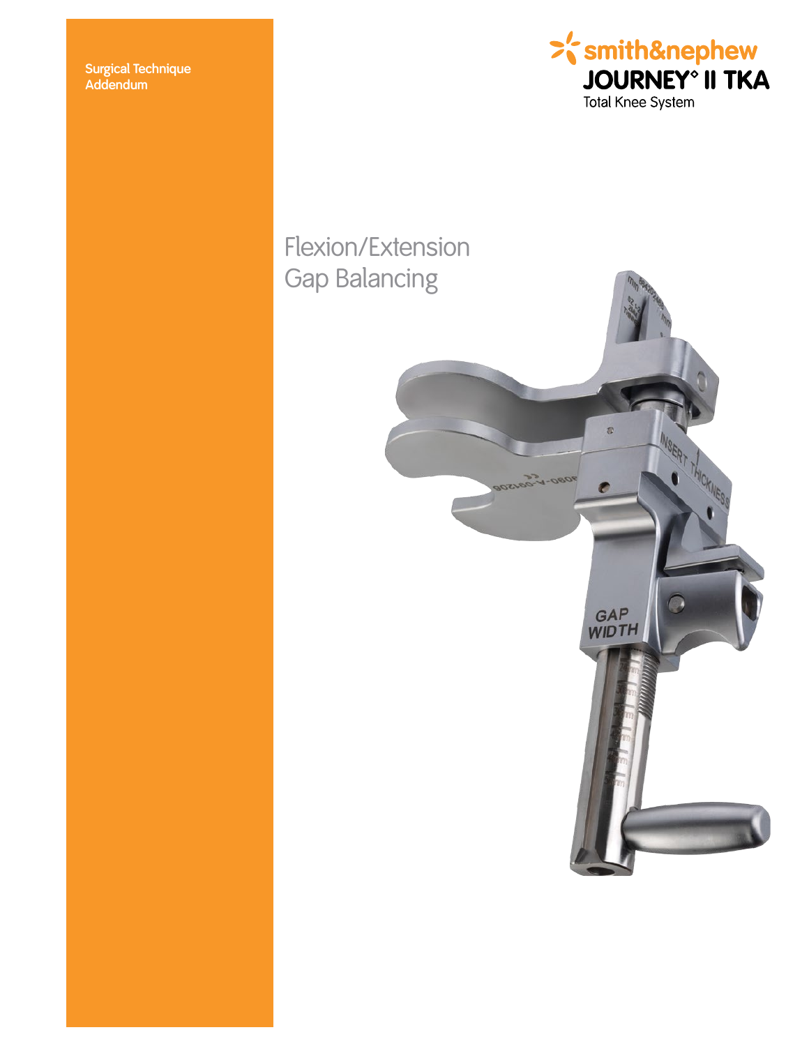Surgical Technique Addendum

smith&nephew

JOURNEY° II TKA

Total Knee System

# Flexion/Extension Gap Balancing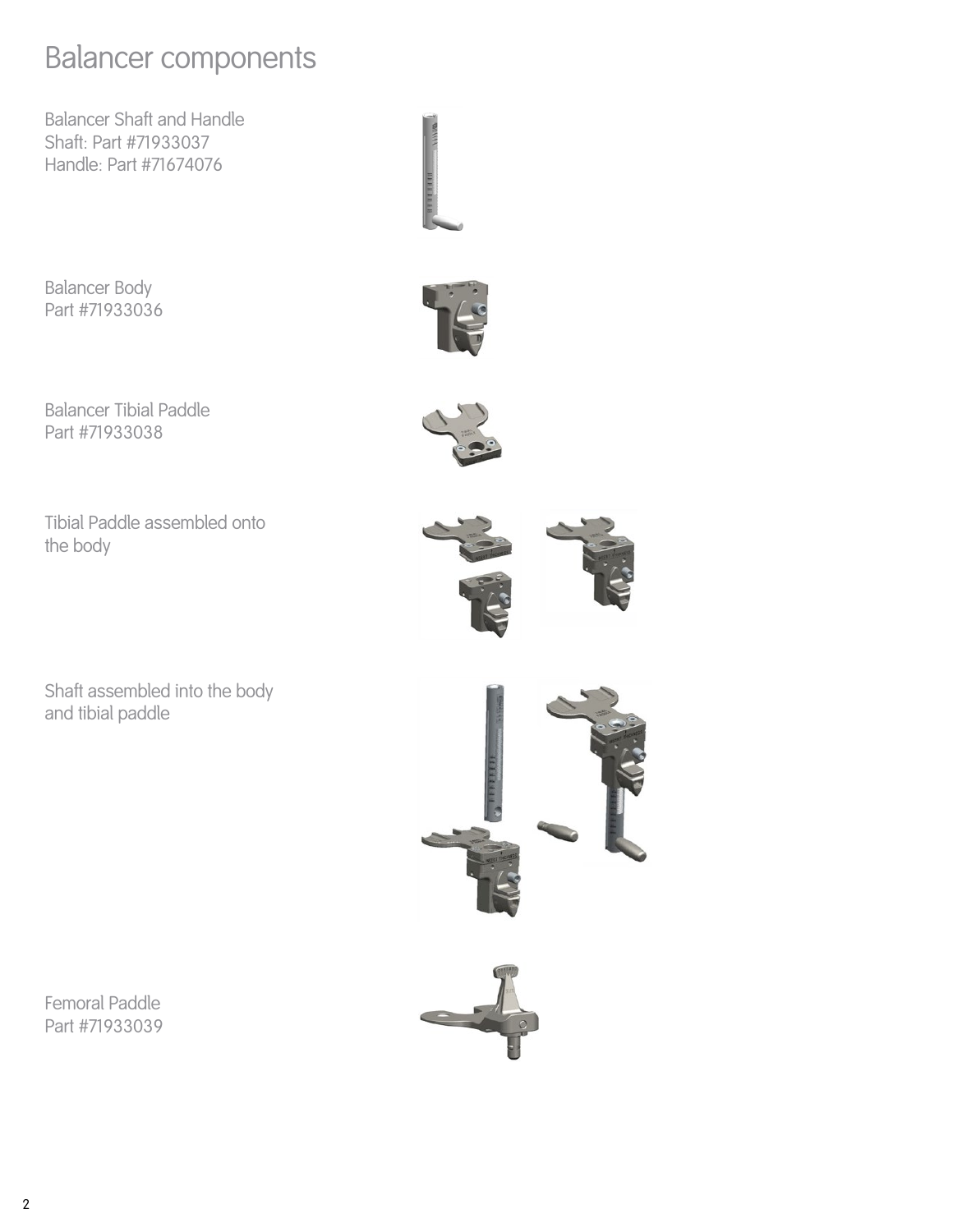# Balancer components

Balancer Shaft and Handle
Shaft: Part #71933037
Handle: Part #71674076

Balancer Body
Part #71933036

Balancer Tibial Paddle
Part #71933038

Tibial Paddle assembled onto the body

Shaft assembled into the body and tibial paddle

Femoral Paddle
Part #71933039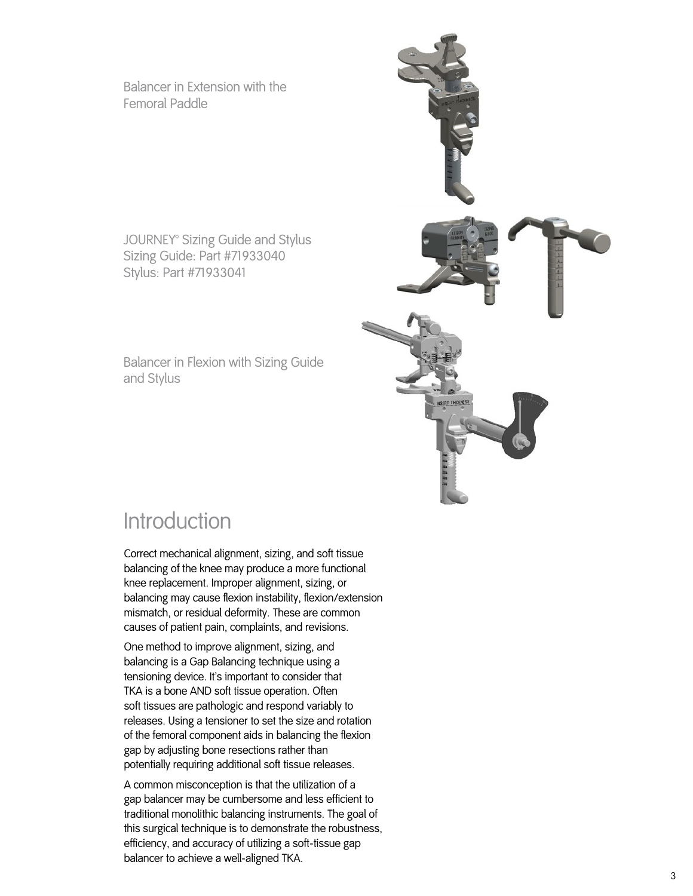Balancer in Extension with the Femoral Paddle

JOURNEY° Sizing Guide and Stylus
Sizing Guide: Part #71933040
Stylus: Part #71933041

Balancer in Flexion with Sizing Guide and Stylus

# Introduction

Correct mechanical alignment, sizing, and soft tissue balancing of the knee may produce a more functional knee replacement. Improper alignment, sizing, or balancing may cause flexion instability, flexion/extension mismatch, or residual deformity. These are common causes of patient pain, complaints, and revisions.

One method to improve alignment, sizing, and balancing is a Gap Balancing technique using a tensioning device. It's important to consider that TKA is a bone AND soft tissue operation. Often soft tissues are pathologic and respond variably to releases. Using a tensioner to set the size and rotation of the femoral component aids in balancing the flexion gap by adjusting bone resections rather than potentially requiring additional soft tissue releases.

A common misconception is that the utilization of a gap balancer may be cumbersome and less efficient to traditional monolithic balancing instruments. The goal of this surgical technique is to demonstrate the robustness, efficiency, and accuracy of utilizing a soft-tissue gap balancer to achieve a well-aligned TKA.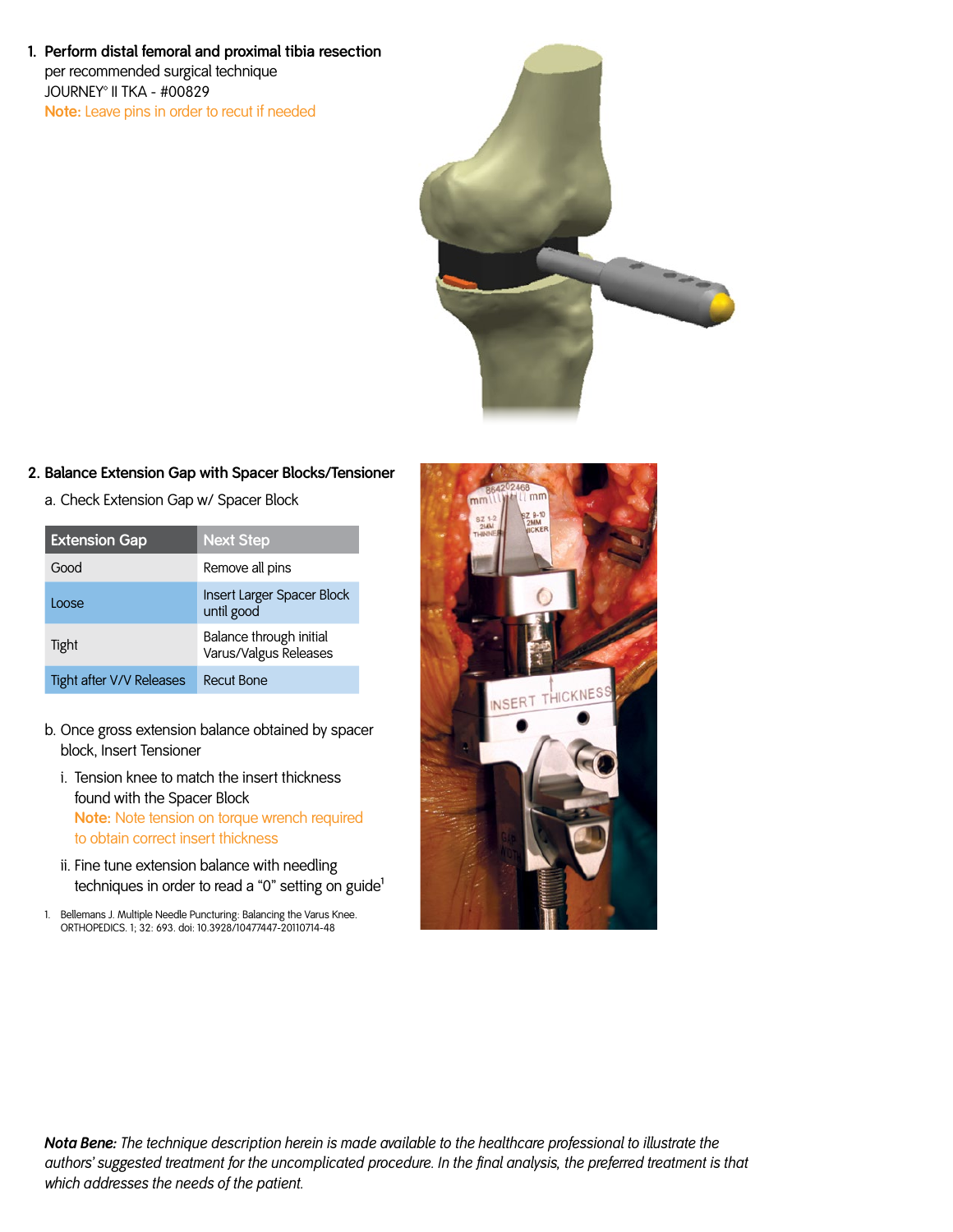1. **Perform distal femoral and proximal tibia resection** per recommended surgical technique JOURNEY® II TKA - #00829
   Note: Leave pins in order to recut if needed

2. **Balance Extension Gap with Spacer Blocks/Tensioner**

   a. Check Extension Gap w/ Spacer Block

| Extension Gap | Next Step |
|---|---|
| Good | Remove all pins |
| Loose | Insert Larger Spacer Block until good |
| Tight | Balance through initial Varus/Valgus Releases |
| Tight after V/V Releases | Recut Bone |

   b. Once gross extension balance obtained by spacer block, Insert Tensioner

      i. Tension knee to match the insert thickness found with the Spacer Block
      Note: Note tension on torque wrench required to obtain correct insert thickness

      ii. Fine tune extension balance with needling techniques in order to read a "0" setting on guide[1]

1. Bellemans J. Multiple Needle Puncturing: Balancing the Varus Knee. ORTHOPEDICS. 1; 32: 693. doi: 10.3928/10477447-20110714-48

***Nota Bene:** The technique description herein is made available to the healthcare professional to illustrate the authors' suggested treatment for the uncomplicated procedure. In the final analysis, the preferred treatment is that which addresses the needs of the patient.*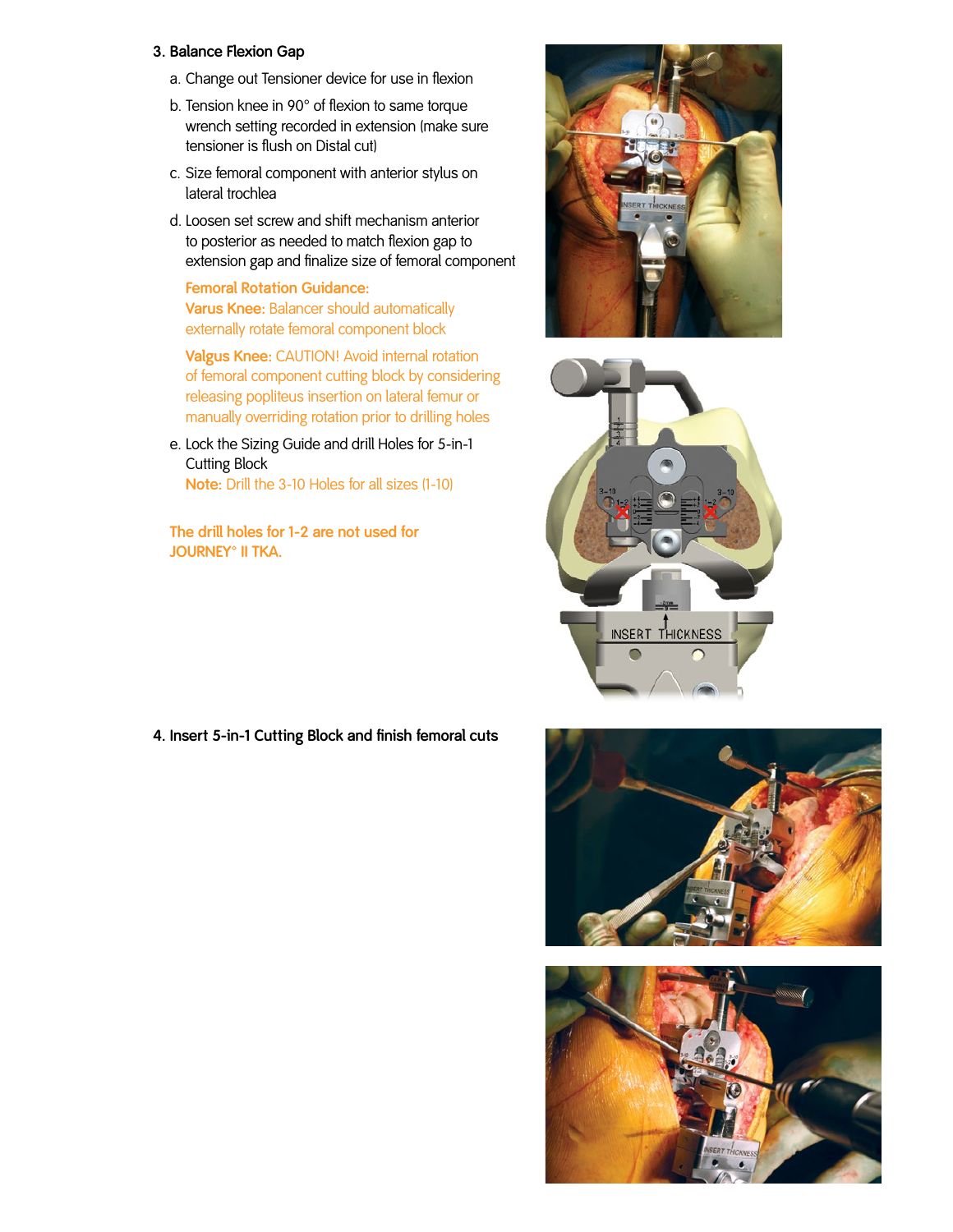### 3. Balance Flexion Gap

a. Change out Tensioner device for use in flexion

b. Tension knee in 90° of flexion to same torque wrench setting recorded in extension (make sure tensioner is flush on Distal cut)

c. Size femoral component with anterior stylus on lateral trochlea

d. Loosen set screw and shift mechanism anterior to posterior as needed to match flexion gap to extension gap and finalize size of femoral component

**Femoral Rotation Guidance:**
**Varus Knee:** Balancer should automatically externally rotate femoral component block

**Valgus Knee:** CAUTION! Avoid internal rotation of femoral component cutting block by considering releasing popliteus insertion on lateral femur or manually overriding rotation prior to drilling holes

e. Lock the Sizing Guide and drill Holes for 5-in-1 Cutting Block
**Note:** Drill the 3-10 Holes for all sizes (1-10)

**The drill holes for 1-2 are not used for JOURNEY° II TKA.**

### 4. Insert 5-in-1 Cutting Block and finish femoral cuts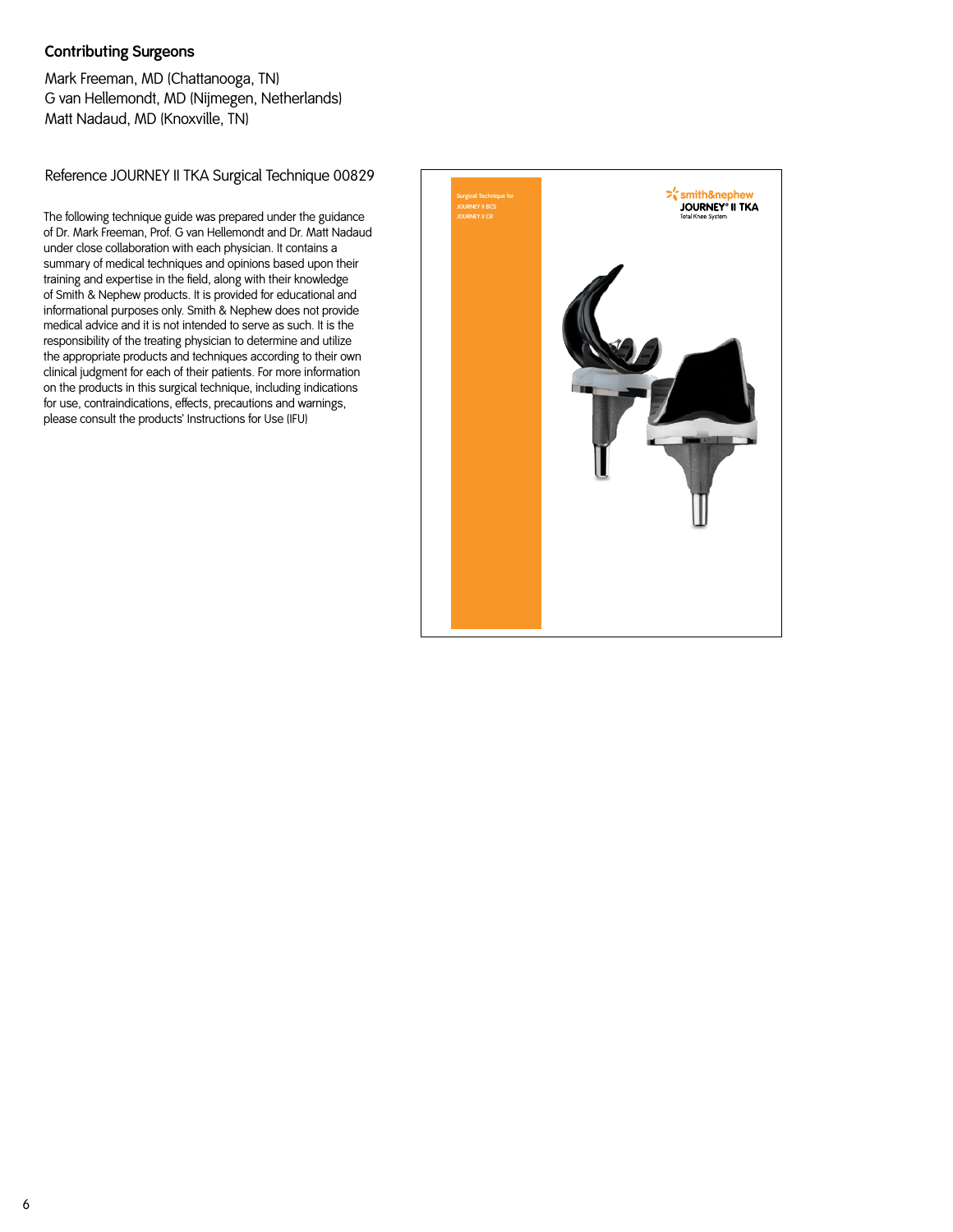## Contributing Surgeons

Mark Freeman, MD (Chattanooga, TN)
G van Hellemondt, MD (Nijmegen, Netherlands)
Matt Nadaud, MD (Knoxville, TN)

Reference JOURNEY II TKA Surgical Technique 00829

The following technique guide was prepared under the guidance of Dr. Mark Freeman, Prof. G van Hellemondt and Dr. Matt Nadaud under close collaboration with each physician. It contains a summary of medical techniques and opinions based upon their training and expertise in the field, along with their knowledge of Smith & Nephew products. It is provided for educational and informational purposes only. Smith & Nephew does not provide medical advice and it is not intended to serve as such. It is the responsibility of the treating physician to determine and utilize the appropriate products and techniques according to their own clinical judgment for each of their patients. For more information on the products in this surgical technique, including indications for use, contraindications, effects, precautions and warnings, please consult the products' Instructions for Use (IFU)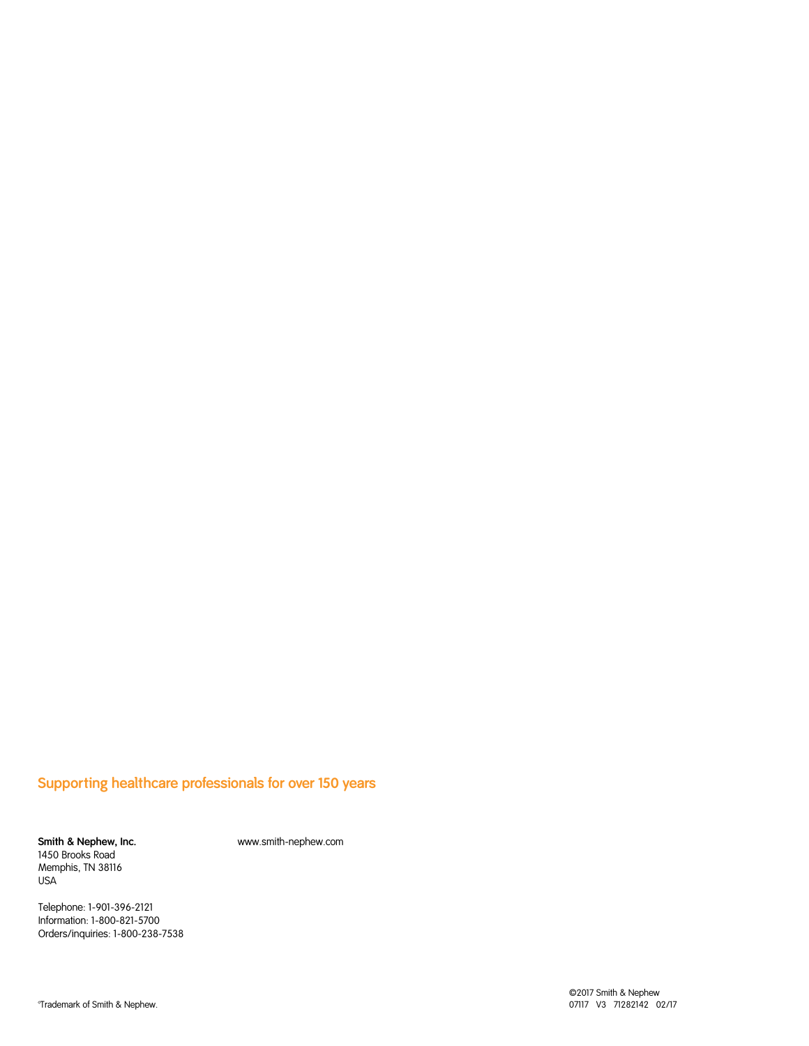## Supporting healthcare professionals for over 150 years

**Smith & Nephew, Inc.**
1450 Brooks Road
Memphis, TN 38116
USA

www.smith-nephew.com

Telephone: 1-901-396-2121
Information: 1-800-821-5700
Orders/inquiries: 1-800-238-7538

°Trademark of Smith & Nephew.

©2017 Smith & Nephew
07117 V3 71282142 02/17